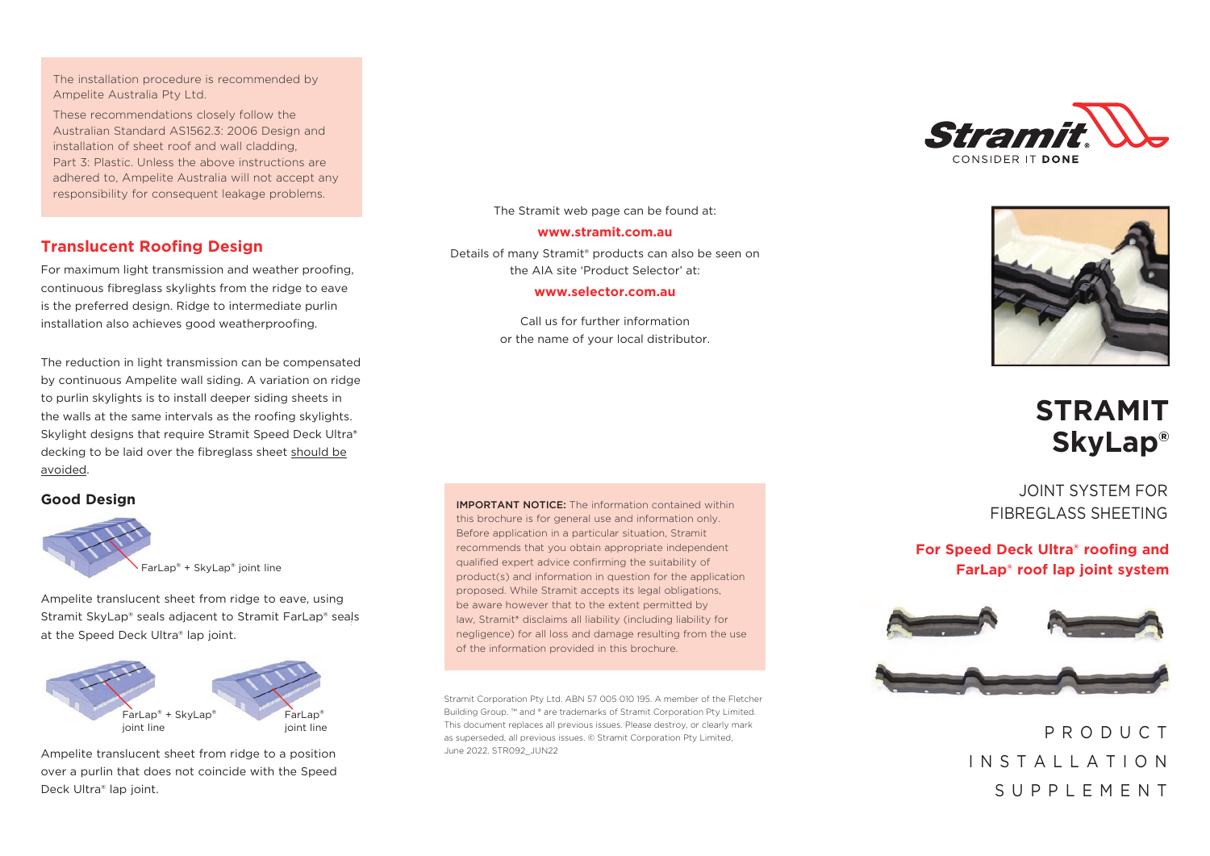The installation procedure is recommended by Ampelite Australia Pty Ltd.

These recommendations closely follow the Australian Standard AS1562.3: 2006 Design and installation of sheet roof and wall cladding, Part 3: Plastic. Unless the above instructions are adhered to, Ampelite Australia will not accept any responsibility for consequent leakage problems.

## Translucent Roofing Design

For maximum light transmission and weather proofing, continuous fibreglass skylights from the ridge to eave is the preferred design. Ridge to intermediate purlin installation also achieves good weatherproofing.

The reduction in light transmission can be compensated by continuous Ampelite wall siding. A variation on ridge to purlin skylights is to install deeper siding sheets in the walls at the same intervals as the roofing skylights. Skylight designs that require Stramit Speed Deck Ultra® decking to be laid over the fibreglass sheet should be avoided.

### Good Design

FarLap® + SkyLap® joint line

Ampelite translucent sheet from ridge to eave, using Stramit SkyLap® seals adjacent to Stramit FarLap® seals at the Speed Deck Ultra® lap joint.

FarLap® + SkyLap® joint line

FarLap® joint line

Ampelite translucent sheet from ridge to a position over a purlin that does not coincide with the Speed Deck Ultra® lap joint.

The Stramit web page can be found at:

**www.stramit.com.au**

Details of many Stramit® products can also be seen on the AIA site 'Product Selector' at:

**www.selector.com.au**

Call us for further information or the name of your local distributor.

**IMPORTANT NOTICE:** The information contained within this brochure is for general use and information only. Before application in a particular situation, Stramit recommends that you obtain appropriate independent qualified expert advice confirming the suitability of product(s) and information in question for the application proposed. While Stramit accepts its legal obligations, be aware however that to the extent permitted by law, Stramit® disclaims all liability (including liability for negligence) for all loss and damage resulting from the use of the information provided in this brochure.

Stramit Corporation Pty Ltd. ABN 57 005 010 195. A member of the Fletcher Building Group. ™ and ® are trademarks of Stramit Corporation Pty Limited. This document replaces all previous issues. Please destroy, or clearly mark as superseded, all previous issues. © Stramit Corporation Pty Limited, June 2022. STR092_JUN22

Stramit. CONSIDER IT **DONE**

# STRAMIT SkyLap®

JOINT SYSTEM FOR FIBREGLASS SHEETING

**For Speed Deck Ultra® roofing and FarLap® roof lap joint system**

PRODUCT INSTALLATION SUPPLEMENT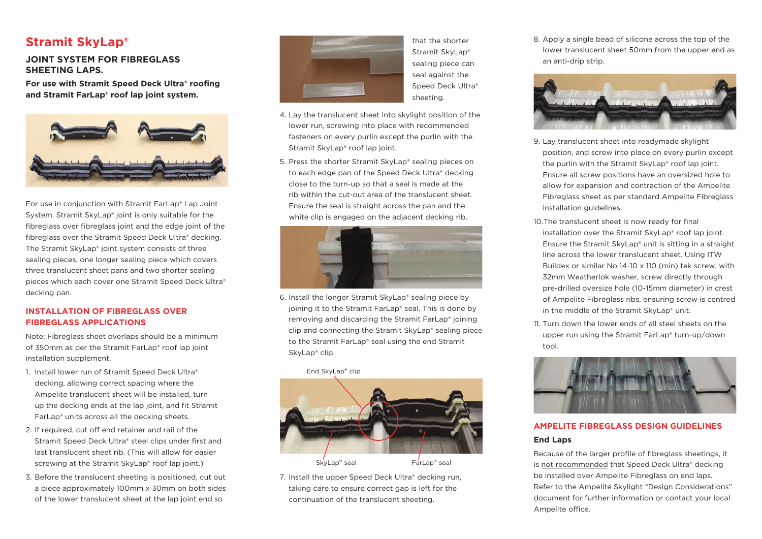# Stramit SkyLap®

## JOINT SYSTEM FOR FIBREGLASS SHEETING LAPS.

**For use with Stramit Speed Deck Ultra® roofing and Stramit FarLap® roof lap joint system.**

For use in conjunction with Stramit FarLap® Lap Joint System, Stramit SkyLap® joint is only suitable for the fibreglass over fibreglass joint and the edge joint of the fibreglass over the Stramit Speed Deck Ultra® decking. The Stramit SkyLap® joint system consists of three sealing pieces, one longer sealing piece which covers three translucent sheet pans and two shorter sealing pieces which each cover one Stramit Speed Deck Ultra® decking pan.

### INSTALLATION OF FIBREGLASS OVER FIBREGLASS APPLICATIONS

Note: Fibreglass sheet overlaps should be a minimum of 350mm as per the Stramit FarLap® roof lap joint installation supplement.

1. Install lower run of Stramit Speed Deck Ultra® decking, allowing correct spacing where the Ampelite translucent sheet will be installed, turn up the decking ends at the lap joint, and fit Stramit FarLap® units across all the decking sheets.
2. If required, cut off end retainer and rail of the Stramit Speed Deck Ultra® steel clips under first and last translucent sheet rib. (This will allow for easier screwing at the Stramit SkyLap® roof lap joint.)
3. Before the translucent sheeting is positioned, cut out a piece approximately 100mm x 30mm on both sides of the lower translucent sheet at the lap joint end so that the shorter Stramit SkyLap® sealing piece can seal against the Speed Deck Ultra® sheeting.
4. Lay the translucent sheet into skylight position of the lower run, screwing into place with recommended fasteners on every purlin except the purlin with the Stramit SkyLap® roof lap joint.
5. Press the shorter Stramit SkyLap® sealing pieces on to each edge pan of the Speed Deck Ultra® decking close to the turn-up so that a seal is made at the rib within the cut-out area of the translucent sheet. Ensure the seal is straight across the pan and the white clip is engaged on the adjacent decking rib.
6. Install the longer Stramit SkyLap® sealing piece by joining it to the Stramit FarLap® seal. This is done by removing and discarding the Stramit FarLap® joining clip and connecting the Stramit SkyLap® sealing piece to the Stramit FarLap® seal using the end Stramit SkyLap® clip.

End SkyLap® clip

SkyLap® seal

FarLap® seal

7. Install the upper Speed Deck Ultra® decking run, taking care to ensure correct gap is left for the continuation of the translucent sheeting.
8. Apply a single bead of silicone across the top of the lower translucent sheet 50mm from the upper end as an anti-drip strip.
9. Lay translucent sheet into readymade skylight position, and screw into place on every purlin except the purlin with the Stramit SkyLap® roof lap joint. Ensure all screw positions have an oversized hole to allow for expansion and contraction of the Ampelite Fibreglass sheet as per standard Ampelite Fibreglass installation guidelines.
10. The translucent sheet is now ready for final installation over the Stramit SkyLap® roof lap joint. Ensure the Stramit SkyLap® unit is sitting in a straight line across the lower translucent sheet. Using ITW Buildex or similar No 14-10 x 110 (min) tek screw, with 32mm Weatherlok washer, screw directly through pre-drilled oversize hole (10-15mm diameter) in crest of Ampelite Fibreglass ribs, ensuring screw is centred in the middle of the Stramit SkyLap® unit.
11. Turn down the lower ends of all steel sheets on the upper run using the Stramit FarLap® turn-up/down tool.

### AMPELITE FIBREGLASS DESIGN GUIDELINES

#### End Laps

Because of the larger profile of fibreglass sheetings, it is not recommended that Speed Deck Ultra® decking be installed over Ampelite Fibreglass on end laps. Refer to the Ampelite Skylight "Design Considerations" document for further information or contact your local Ampelite office.